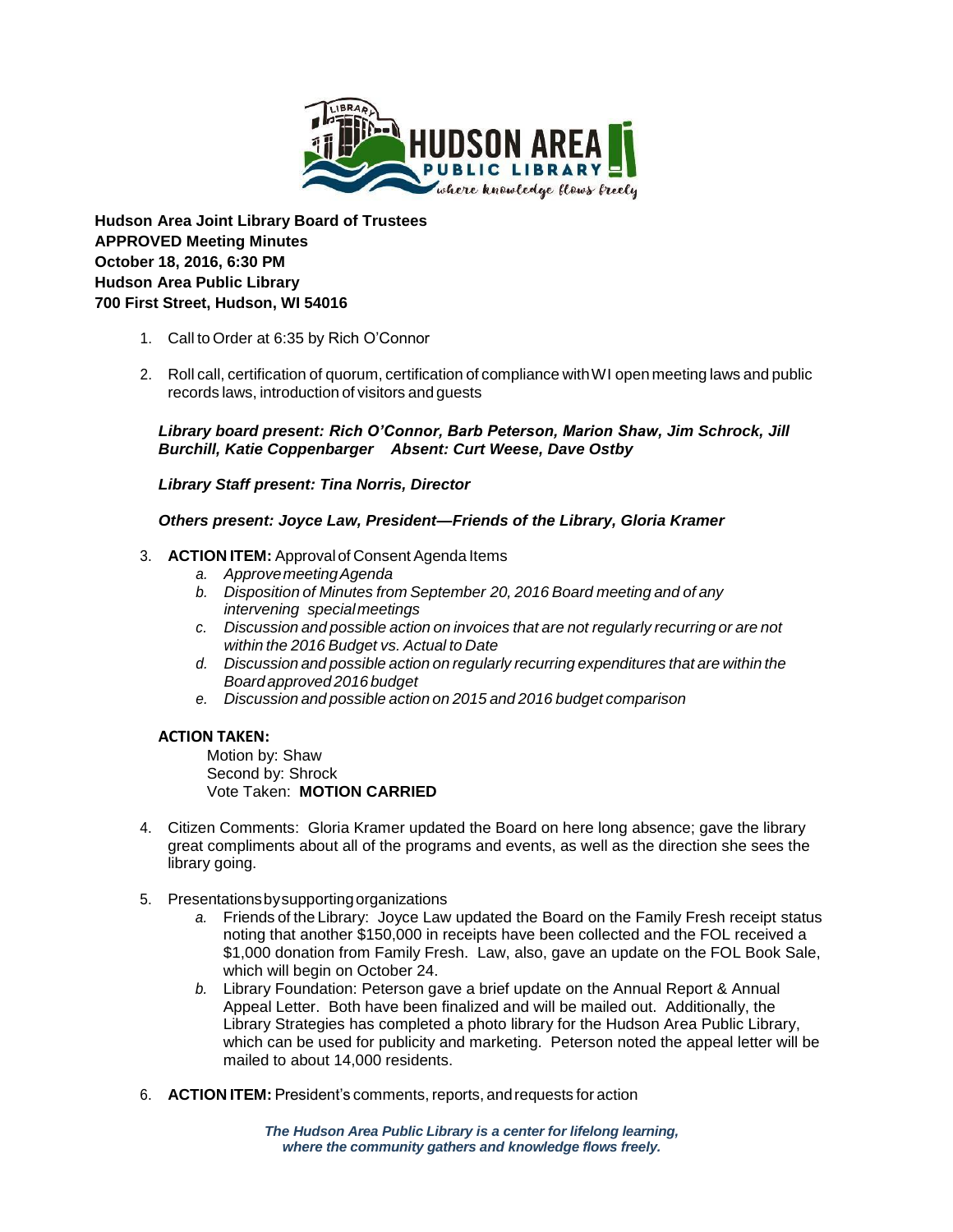**Hudson Area Joint Library Board of Trustees**
**APPROVED Meeting Minutes**
**October 18, 2016, 6:30 PM**
**Hudson Area Public Library**
**700 First Street, Hudson, WI 54016**

1. Call to Order at 6:35 by Rich O'Connor

2. Roll call, certification of quorum, certification of compliance with WI open meeting laws and public records laws, introduction of visitors and guests

   ***Library board present: Rich O'Connor, Barb Peterson, Marion Shaw, Jim Schrock, Jill Burchill, Katie Coppenbarger Absent: Curt Weese, Dave Ostby***

   ***Library Staff present: Tina Norris, Director***

   ***Others present: Joyce Law, President—Friends of the Library, Gloria Kramer***

3. **ACTION ITEM:** Approval of Consent Agenda Items
   a. *Approve meeting Agenda*
   b. *Disposition of Minutes from September 20, 2016 Board meeting and of any intervening special meetings*
   c. *Discussion and possible action on invoices that are not regularly recurring or are not within the 2016 Budget vs. Actual to Date*
   d. *Discussion and possible action on regularly recurring expenditures that are within the Board approved 2016 budget*
   e. *Discussion and possible action on 2015 and 2016 budget comparison*

   **ACTION TAKEN:**
   Motion by: Shaw
   Second by: Shrock
   Vote Taken: **MOTION CARRIED**

4. Citizen Comments: Gloria Kramer updated the Board on here long absence; gave the library great compliments about all of the programs and events, as well as the direction she sees the library going.

5. Presentations by supporting organizations
   a. Friends of the Library: Joyce Law updated the Board on the Family Fresh receipt status noting that another $150,000 in receipts have been collected and the FOL received a $1,000 donation from Family Fresh. Law, also, gave an update on the FOL Book Sale, which will begin on October 24.
   b. Library Foundation: Peterson gave a brief update on the Annual Report & Annual Appeal Letter. Both have been finalized and will be mailed out. Additionally, the Library Strategies has completed a photo library for the Hudson Area Public Library, which can be used for publicity and marketing. Peterson noted the appeal letter will be mailed to about 14,000 residents.

6. **ACTION ITEM:** President's comments, reports, and requests for action

*The Hudson Area Public Library is a center for lifelong learning, where the community gathers and knowledge flows freely.*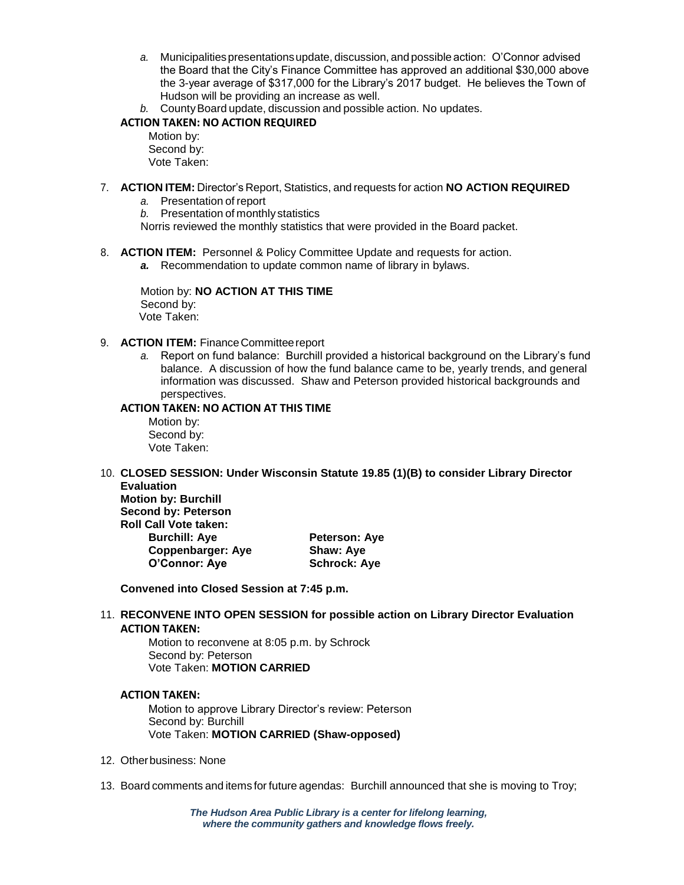a. Municipalities presentations update, discussion, and possible action: O'Connor advised the Board that the City's Finance Committee has approved an additional $30,000 above the 3-year average of $317,000 for the Library's 2017 budget. He believes the Town of Hudson will be providing an increase as well.
b. County Board update, discussion and possible action. No updates.

**ACTION TAKEN: NO ACTION REQUIRED**

Motion by:
Second by:
Vote Taken:

7. **ACTION ITEM:** Director's Report, Statistics, and requests for action **NO ACTION REQUIRED**
   a. Presentation of report
   b. Presentation of monthly statistics

   Norris reviewed the monthly statistics that were provided in the Board packet.

8. **ACTION ITEM:** Personnel & Policy Committee Update and requests for action.
   ***a.*** Recommendation to update common name of library in bylaws.

   Motion by: **NO ACTION AT THIS TIME**
   Second by:
   Vote Taken:

9. **ACTION ITEM:** Finance Committee report
   a. Report on fund balance: Burchill provided a historical background on the Library's fund balance. A discussion of how the fund balance came to be, yearly trends, and general information was discussed. Shaw and Peterson provided historical backgrounds and perspectives.

   **ACTION TAKEN: NO ACTION AT THIS TIME**

   Motion by:
   Second by:
   Vote Taken:

10. **CLOSED SESSION: Under Wisconsin Statute 19.85 (1)(B) to consider Library Director Evaluation**
    **Motion by: Burchill**
    **Second by: Peterson**
    **Roll Call Vote taken:**

    | | |
    |---|---|
    | **Burchill: Aye** | **Peterson: Aye** |
    | **Coppenbarger: Aye** | **Shaw: Aye** |
    | **O'Connor: Aye** | **Schrock: Aye** |

    **Convened into Closed Session at 7:45 p.m.**

11. **RECONVENE INTO OPEN SESSION for possible action on Library Director Evaluation**
    **ACTION TAKEN:**

    Motion to reconvene at 8:05 p.m. by Schrock
    Second by: Peterson
    Vote Taken: **MOTION CARRIED**

    **ACTION TAKEN:**

    Motion to approve Library Director's review: Peterson
    Second by: Burchill
    Vote Taken: **MOTION CARRIED (Shaw-opposed)**

12. Other business: None

13. Board comments and items for future agendas: Burchill announced that she is moving to Troy;

***The Hudson Area Public Library is a center for lifelong learning, where the community gathers and knowledge flows freely.***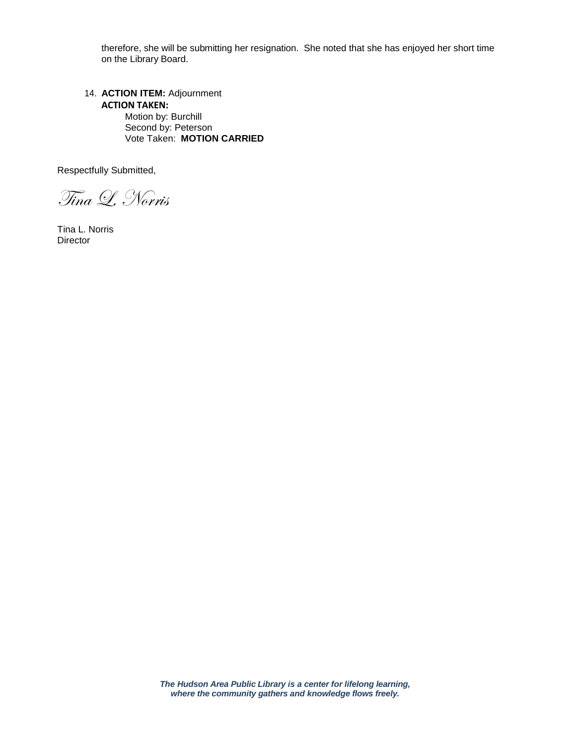therefore, she will be submitting her resignation. She noted that she has enjoyed her short time on the Library Board.

14. **ACTION ITEM:** Adjournment
    **ACTION TAKEN:**
    Motion by: Burchill
    Second by: Peterson
    Vote Taken: **MOTION CARRIED**

Respectfully Submitted,

*Tina L. Norris*

Tina L. Norris
Director

***The Hudson Area Public Library is a center for lifelong learning, where the community gathers and knowledge flows freely.***